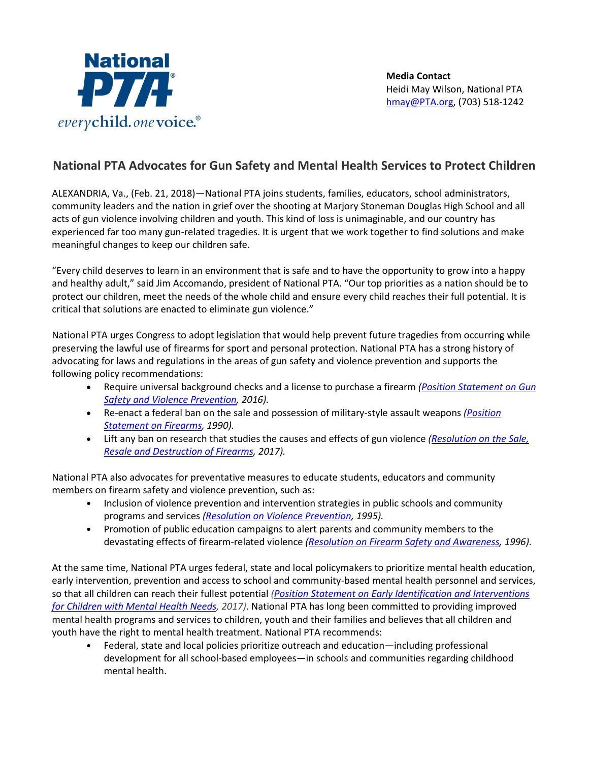National PTA
everychild. onevoice.

**Media Contact**
Heidi May Wilson, National PTA
hmay@PTA.org, (703) 518-1242

## National PTA Advocates for Gun Safety and Mental Health Services to Protect Children

ALEXANDRIA, Va., (Feb. 21, 2018)—National PTA joins students, families, educators, school administrators, community leaders and the nation in grief over the shooting at Marjory Stoneman Douglas High School and all acts of gun violence involving children and youth. This kind of loss is unimaginable, and our country has experienced far too many gun-related tragedies. It is urgent that we work together to find solutions and make meaningful changes to keep our children safe.

"Every child deserves to learn in an environment that is safe and to have the opportunity to grow into a happy and healthy adult," said Jim Accomando, president of National PTA. "Our top priorities as a nation should be to protect our children, meet the needs of the whole child and ensure every child reaches their full potential. It is critical that solutions are enacted to eliminate gun violence."

National PTA urges Congress to adopt legislation that would help prevent future tragedies from occurring while preserving the lawful use of firearms for sport and personal protection. National PTA has a strong history of advocating for laws and regulations in the areas of gun safety and violence prevention and supports the following policy recommendations:

- Require universal background checks and a license to purchase a firearm *(Position Statement on Gun Safety and Violence Prevention, 2016).*
- Re-enact a federal ban on the sale and possession of military-style assault weapons *(Position Statement on Firearms, 1990).*
- Lift any ban on research that studies the causes and effects of gun violence *(Resolution on the Sale, Resale and Destruction of Firearms, 2017).*

National PTA also advocates for preventative measures to educate students, educators and community members on firearm safety and violence prevention, such as:

- Inclusion of violence prevention and intervention strategies in public schools and community programs and services *(Resolution on Violence Prevention, 1995).*
- Promotion of public education campaigns to alert parents and community members to the devastating effects of firearm-related violence *(Resolution on Firearm Safety and Awareness, 1996).*

At the same time, National PTA urges federal, state and local policymakers to prioritize mental health education, early intervention, prevention and access to school and community-based mental health personnel and services, so that all children can reach their fullest potential *(Position Statement on Early Identification and Interventions for Children with Mental Health Needs, 2017)*. National PTA has long been committed to providing improved mental health programs and services to children, youth and their families and believes that all children and youth have the right to mental health treatment. National PTA recommends:

- Federal, state and local policies prioritize outreach and education—including professional development for all school-based employees—in schools and communities regarding childhood mental health.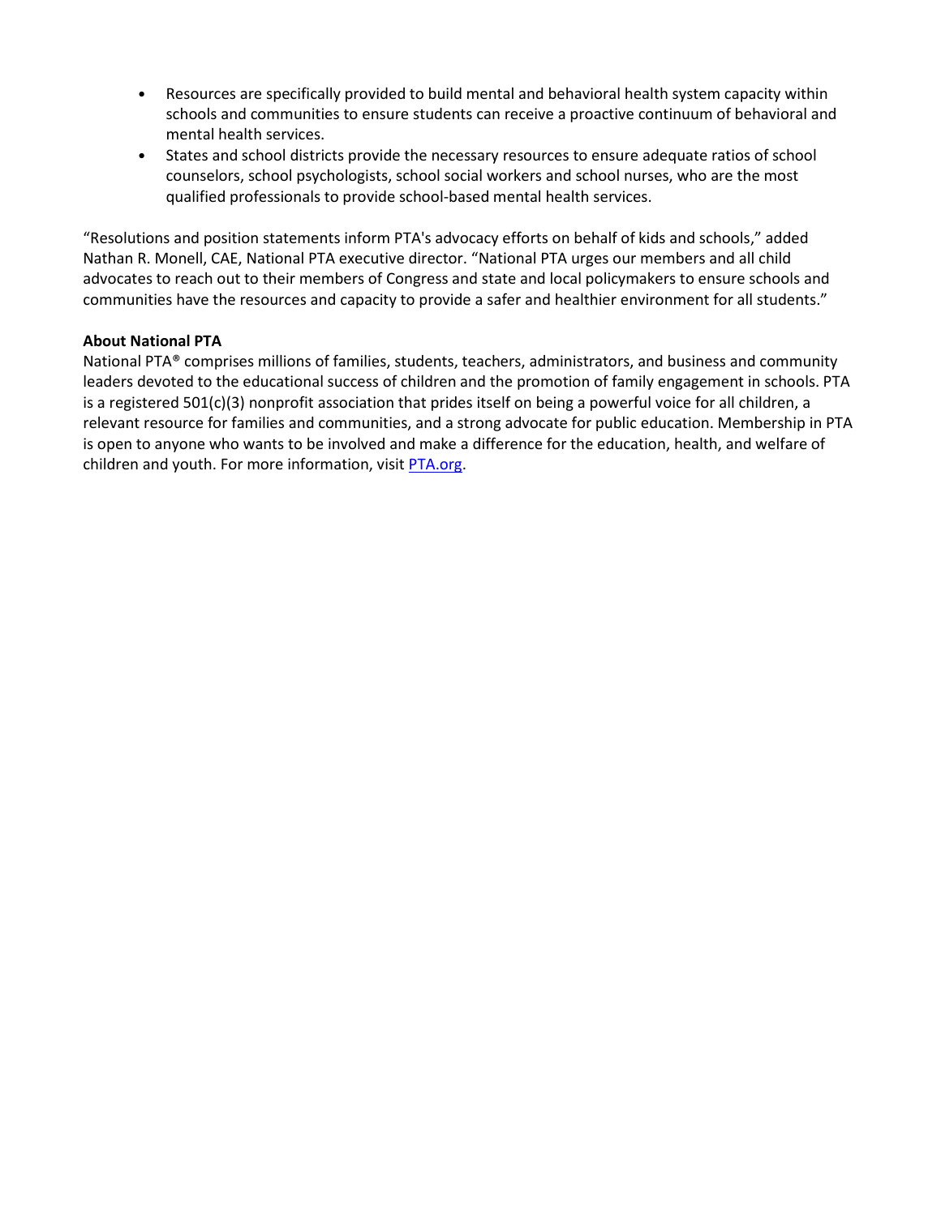- Resources are specifically provided to build mental and behavioral health system capacity within schools and communities to ensure students can receive a proactive continuum of behavioral and mental health services.
- States and school districts provide the necessary resources to ensure adequate ratios of school counselors, school psychologists, school social workers and school nurses, who are the most qualified professionals to provide school-based mental health services.

"Resolutions and position statements inform PTA's advocacy efforts on behalf of kids and schools," added Nathan R. Monell, CAE, National PTA executive director. "National PTA urges our members and all child advocates to reach out to their members of Congress and state and local policymakers to ensure schools and communities have the resources and capacity to provide a safer and healthier environment for all students."

**About National PTA**
National PTA® comprises millions of families, students, teachers, administrators, and business and community leaders devoted to the educational success of children and the promotion of family engagement in schools. PTA is a registered 501(c)(3) nonprofit association that prides itself on being a powerful voice for all children, a relevant resource for families and communities, and a strong advocate for public education. Membership in PTA is open to anyone who wants to be involved and make a difference for the education, health, and welfare of children and youth. For more information, visit [PTA.org](PTA.org).